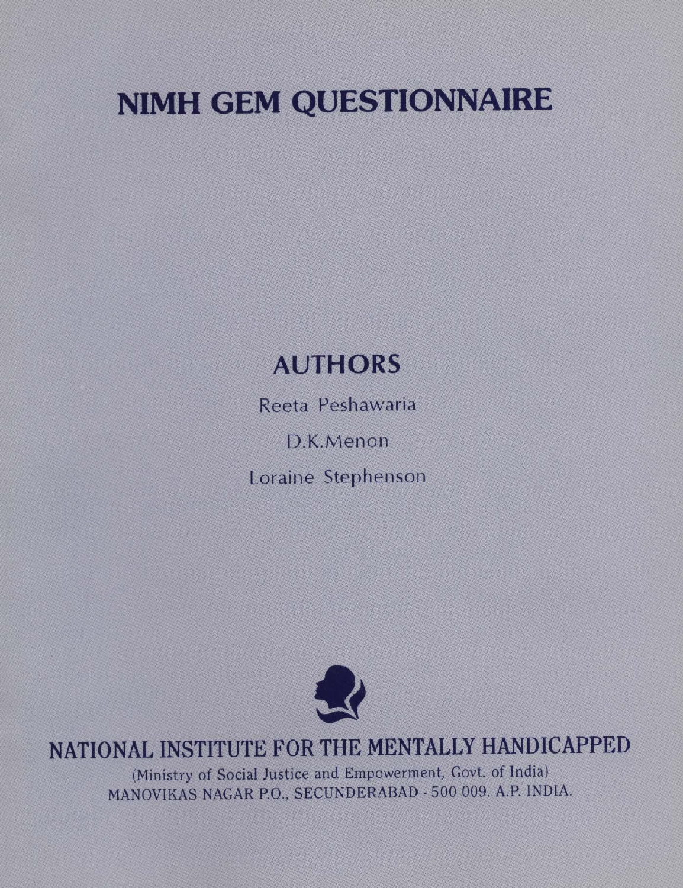# NIMH GEM QUESTIONNAIRE

## AUTHORS

Reeta Peshawaria

D.K.Menon

Loraine Stephenson

## NATIONAL INSTITUTE FOR THE MENTALLY HANDICAPPED

(Ministry of Social Justice and Empowerment, Govt. of India)
MANOVIKAS NAGAR P.O., SECUNDERABAD - 500 009. A.P. INDIA.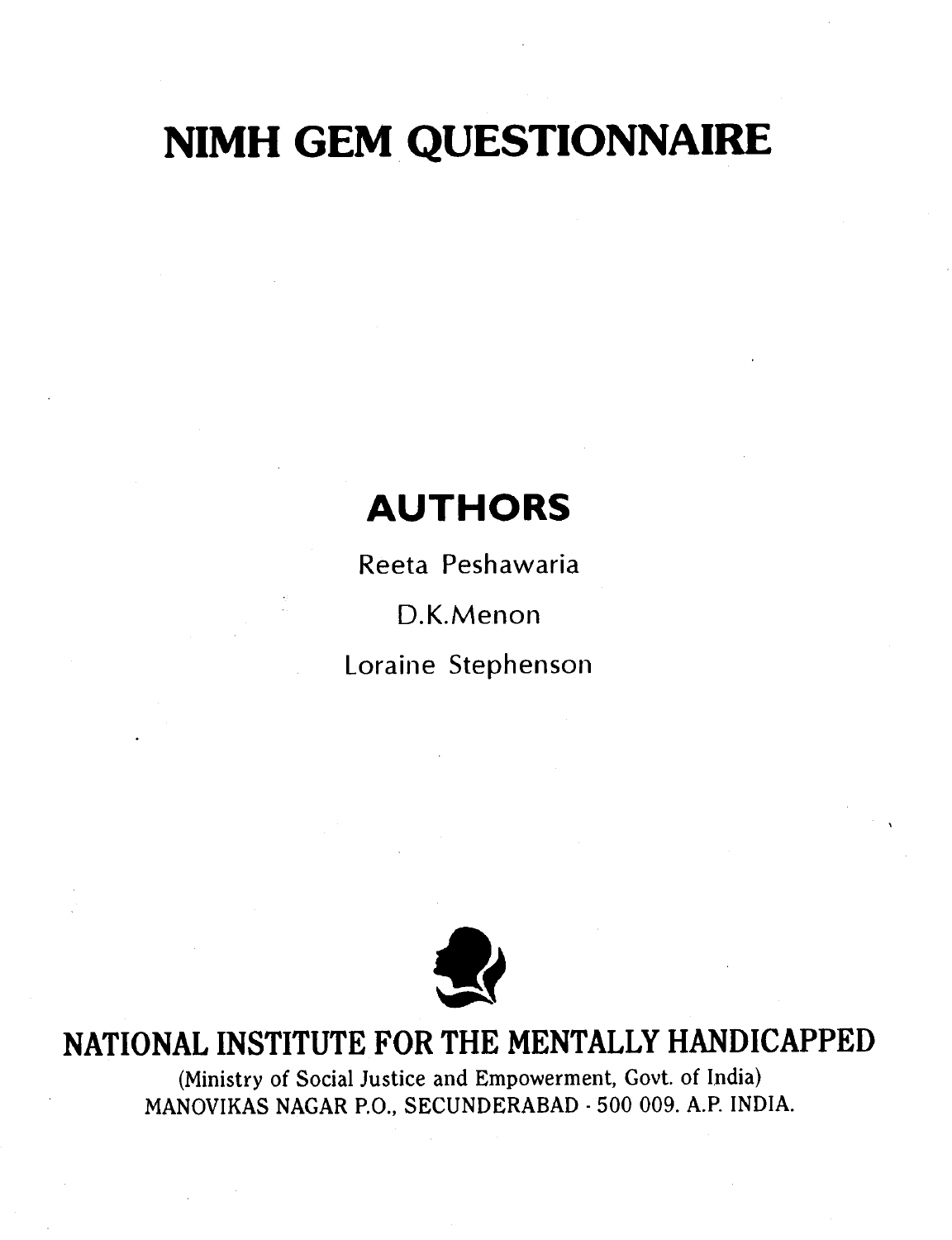# NIMH GEM QUESTIONNAIRE

## AUTHORS

Reeta Peshawaria

D.K.Menon

Loraine Stephenson

## NATIONAL INSTITUTE FOR THE MENTALLY HANDICAPPED

(Ministry of Social Justice and Empowerment, Govt. of India)
MANOVIKAS NAGAR P.O., SECUNDERABAD - 500 009. A.P. INDIA.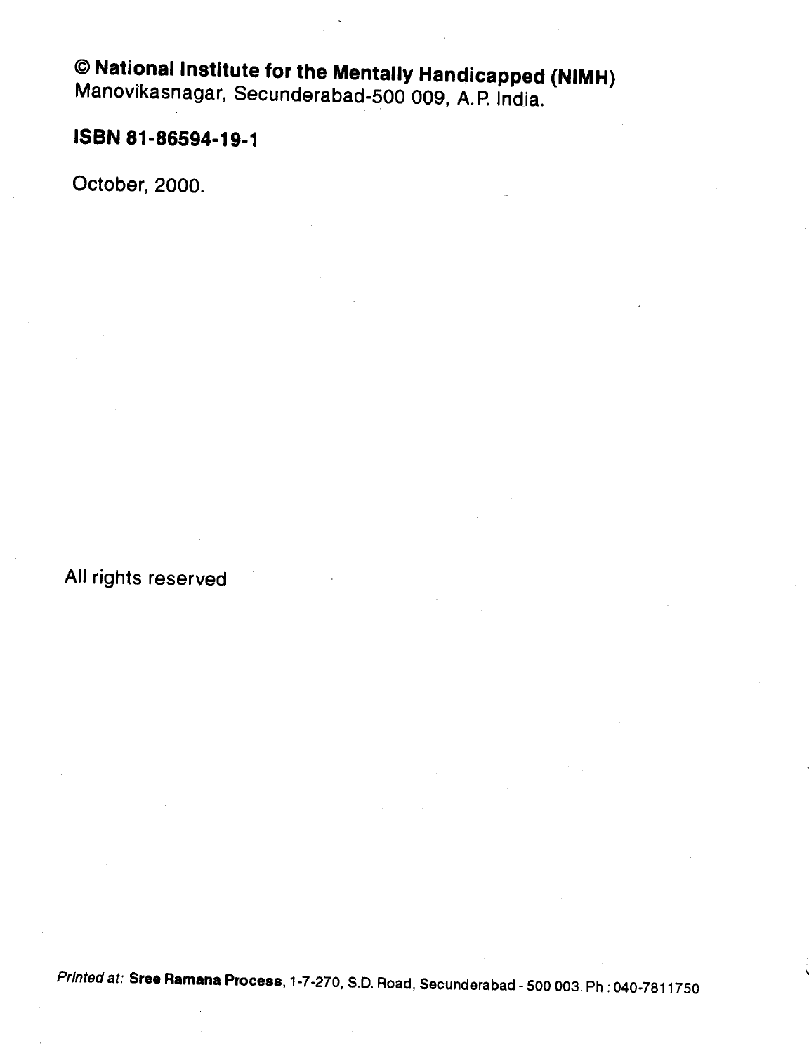**© National Institute for the Mentally Handicapped (NIMH)**
Manovikasnagar, Secunderabad-500 009, A.P. India.

**ISBN 81-86594-19-1**

October, 2000.

All rights reserved

*Printed at:* **Sree Ramana Process**, 1-7-270, S.D. Road, Secunderabad - 500 003. Ph : 040-7811750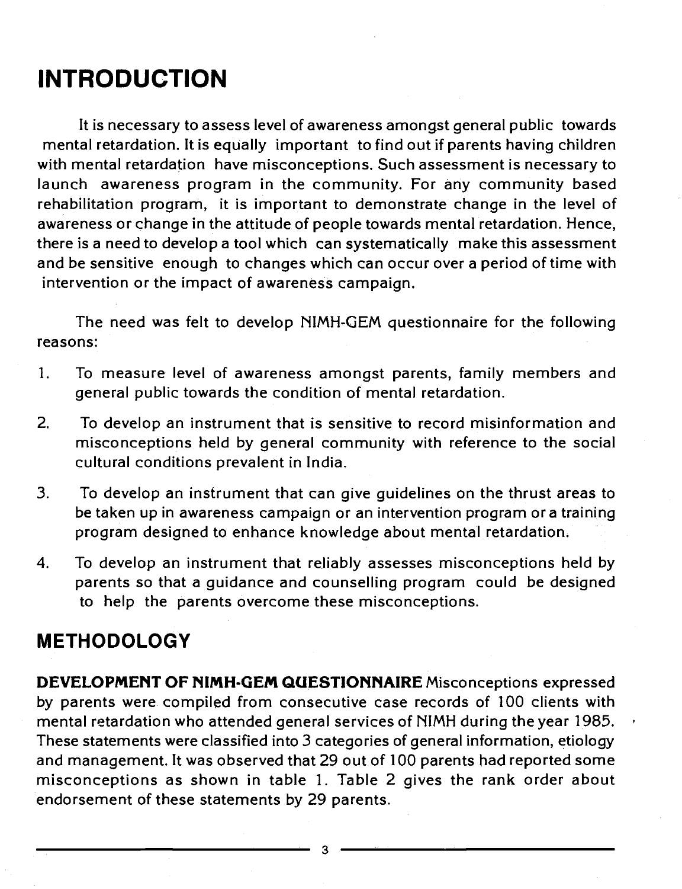# INTRODUCTION

It is necessary to assess level of awareness amongst general public towards mental retardation. It is equally important to find out if parents having children with mental retardation have misconceptions. Such assessment is necessary to launch awareness program in the community. For any community based rehabilitation program, it is important to demonstrate change in the level of awareness or change in the attitude of people towards mental retardation. Hence, there is a need to develop a tool which can systematically make this assessment and be sensitive enough to changes which can occur over a period of time with intervention or the impact of awareness campaign.

The need was felt to develop NIMH-GEM questionnaire for the following reasons:

1. To measure level of awareness amongst parents, family members and general public towards the condition of mental retardation.
2. To develop an instrument that is sensitive to record misinformation and misconceptions held by general community with reference to the social cultural conditions prevalent in India.
3. To develop an instrument that can give guidelines on the thrust areas to be taken up in awareness campaign or an intervention program or a training program designed to enhance knowledge about mental retardation.
4. To develop an instrument that reliably assesses misconceptions held by parents so that a guidance and counselling program could be designed to help the parents overcome these misconceptions.

## METHODOLOGY

**DEVELOPMENT OF NIMH-GEM QUESTIONNAIRE** Misconceptions expressed by parents were compiled from consecutive case records of 100 clients with mental retardation who attended general services of NIMH during the year 1985. These statements were classified into 3 categories of general information, etiology and management. It was observed that 29 out of 100 parents had reported some misconceptions as shown in table 1. Table 2 gives the rank order about endorsement of these statements by 29 parents.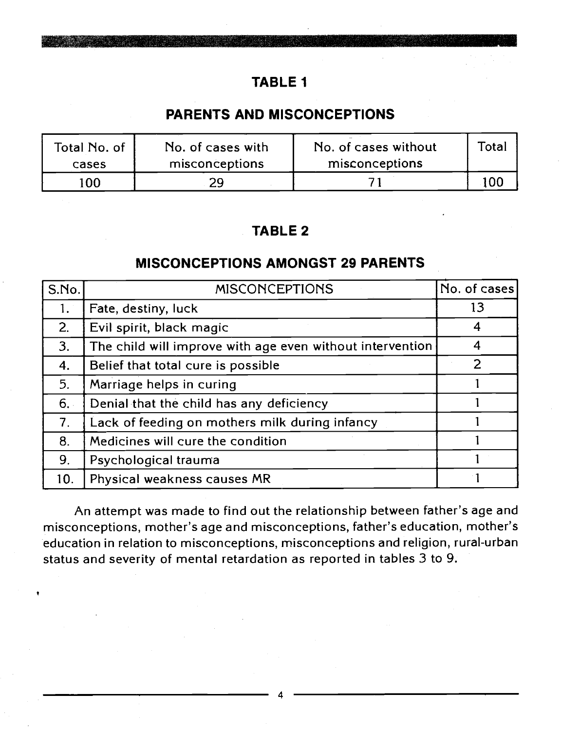## TABLE 1

## PARENTS AND MISCONCEPTIONS

| Total No. of cases | No. of cases with misconceptions | No. of cases without misconceptions | Total |
|---|---|---|---|
| 100 | 29 | 71 | 100 |

## TABLE 2

## MISCONCEPTIONS AMONGST 29 PARENTS

| S.No. | MISCONCEPTIONS | No. of cases |
|---|---|---|
| 1. | Fate, destiny, luck | 13 |
| 2. | Evil spirit, black magic | 4 |
| 3. | The child will improve with age even without intervention | 4 |
| 4. | Belief that total cure is possible | 2 |
| 5. | Marriage helps in curing | 1 |
| 6. | Denial that the child has any deficiency | 1 |
| 7. | Lack of feeding on mothers milk during infancy | 1 |
| 8. | Medicines will cure the condition | 1 |
| 9. | Psychological trauma | 1 |
| 10. | Physical weakness causes MR | 1 |

An attempt was made to find out the relationship between father's age and misconceptions, mother's age and misconceptions, father's education, mother's education in relation to misconceptions, misconceptions and religion, rural-urban status and severity of mental retardation as reported in tables 3 to 9.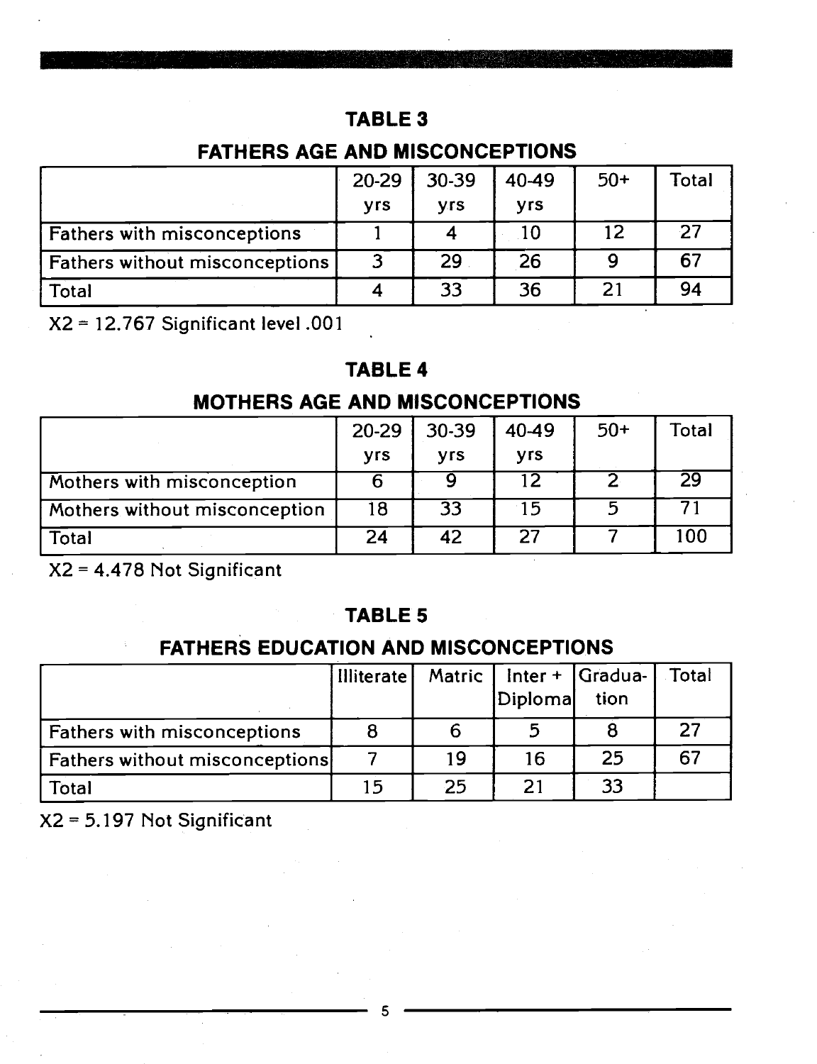## TABLE 3

## FATHERS AGE AND MISCONCEPTIONS

| | 20-29 yrs | 30-39 yrs | 40-49 yrs | 50+ | Total |
|---|---|---|---|---|---|
| Fathers with misconceptions | 1 | 4 | 10 | 12 | 27 |
| Fathers without misconceptions | 3 | 29 | 26 | 9 | 67 |
| Total | 4 | 33 | 36 | 21 | 94 |

X2 = 12.767 Significant level .001

## TABLE 4

## MOTHERS AGE AND MISCONCEPTIONS

| | 20-29 yrs | 30-39 yrs | 40-49 yrs | 50+ | Total |
|---|---|---|---|---|---|
| Mothers with misconception | 6 | 9 | 12 | 2 | 29 |
| Mothers without misconception | 18 | 33 | 15 | 5 | 71 |
| Total | 24 | 42 | 27 | 7 | 100 |

X2 = 4.478 Not Significant

## TABLE 5

## FATHERS EDUCATION AND MISCONCEPTIONS

| | Illiterate | Matric | Inter + Diploma | Graduation | Total |
|---|---|---|---|---|---|
| Fathers with misconceptions | 8 | 6 | 5 | 8 | 27 |
| Fathers without misconceptions | 7 | 19 | 16 | 25 | 67 |
| Total | 15 | 25 | 21 | 33 | |

X2 = 5.197 Not Significant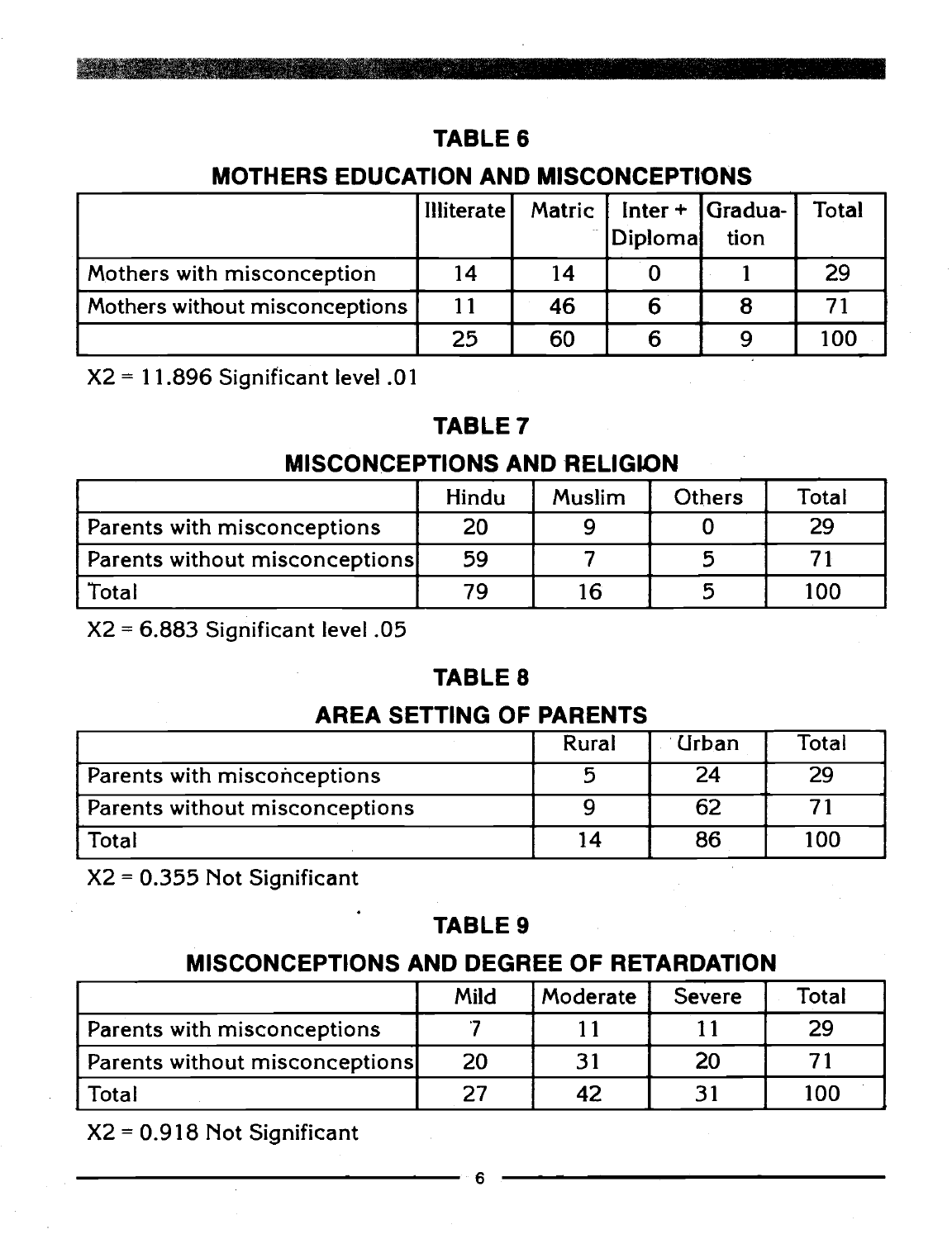## TABLE 6

## MOTHERS EDUCATION AND MISCONCEPTIONS

| | Illiterate | Matric | Inter + Diploma | Graduation | Total |
|---|---|---|---|---|---|
| Mothers with misconception | 14 | 14 | 0 | 1 | 29 |
| Mothers without misconceptions | 11 | 46 | 6 | 8 | 71 |
| | 25 | 60 | 6 | 9 | 100 |

$X2 = 11.896$ Significant level .01

## TABLE 7

## MISCONCEPTIONS AND RELIGION

| | Hindu | Muslim | Others | Total |
|---|---|---|---|---|
| Parents with misconceptions | 20 | 9 | 0 | 29 |
| Parents without misconceptions | 59 | 7 | 5 | 71 |
| Total | 79 | 16 | 5 | 100 |

$X2 = 6.883$ Significant level .05

## TABLE 8

## AREA SETTING OF PARENTS

| | Rural | Urban | Total |
|---|---|---|---|
| Parents with misconceptions | 5 | 24 | 29 |
| Parents without misconceptions | 9 | 62 | 71 |
| Total | 14 | 86 | 100 |

$X2 = 0.355$ Not Significant

## TABLE 9

## MISCONCEPTIONS AND DEGREE OF RETARDATION

| | Mild | Moderate | Severe | Total |
|---|---|---|---|---|
| Parents with misconceptions | 7 | 11 | 11 | 29 |
| Parents without misconceptions | 20 | 31 | 20 | 71 |
| Total | 27 | 42 | 31 | 100 |

$X2 = 0.918$ Not Significant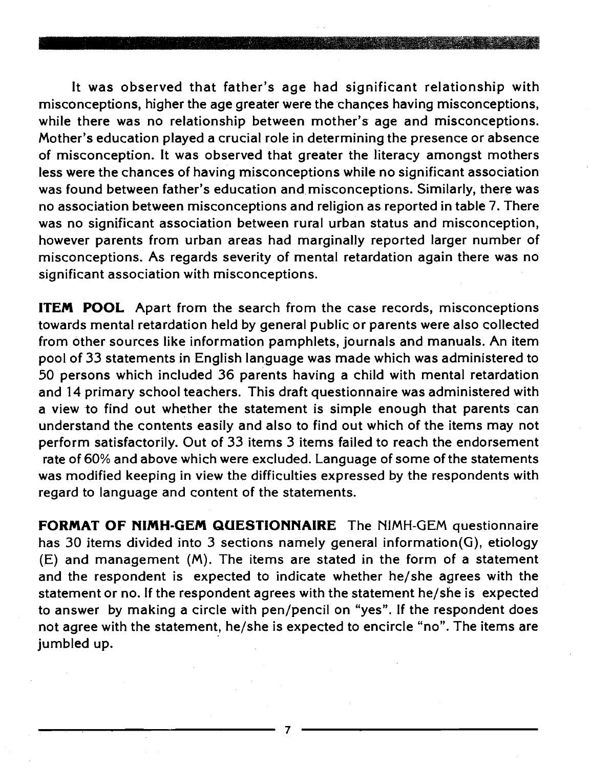It was observed that father's age had significant relationship with misconceptions, higher the age greater were the chances having misconceptions, while there was no relationship between mother's age and misconceptions. Mother's education played a crucial role in determining the presence or absence of misconception. It was observed that greater the literacy amongst mothers less were the chances of having misconceptions while no significant association was found between father's education and misconceptions. Similarly, there was no association between misconceptions and religion as reported in table 7. There was no significant association between rural urban status and misconception, however parents from urban areas had marginally reported larger number of misconceptions. As regards severity of mental retardation again there was no significant association with misconceptions.

**ITEM POOL** Apart from the search from the case records, misconceptions towards mental retardation held by general public or parents were also collected from other sources like information pamphlets, journals and manuals. An item pool of 33 statements in English language was made which was administered to 50 persons which included 36 parents having a child with mental retardation and 14 primary school teachers. This draft questionnaire was administered with a view to find out whether the statement is simple enough that parents can understand the contents easily and also to find out which of the items may not perform satisfactorily. Out of 33 items 3 items failed to reach the endorsement rate of 60% and above which were excluded. Language of some of the statements was modified keeping in view the difficulties expressed by the respondents with regard to language and content of the statements.

**FORMAT OF NIMH-GEM QUESTIONNAIRE** The NIMH-GEM questionnaire has 30 items divided into 3 sections namely general information(G), etiology (E) and management (M). The items are stated in the form of a statement and the respondent is expected to indicate whether he/she agrees with the statement or no. If the respondent agrees with the statement he/she is expected to answer by making a circle with pen/pencil on "yes". If the respondent does not agree with the statement, he/she is expected to encircle "no". The items are jumbled up.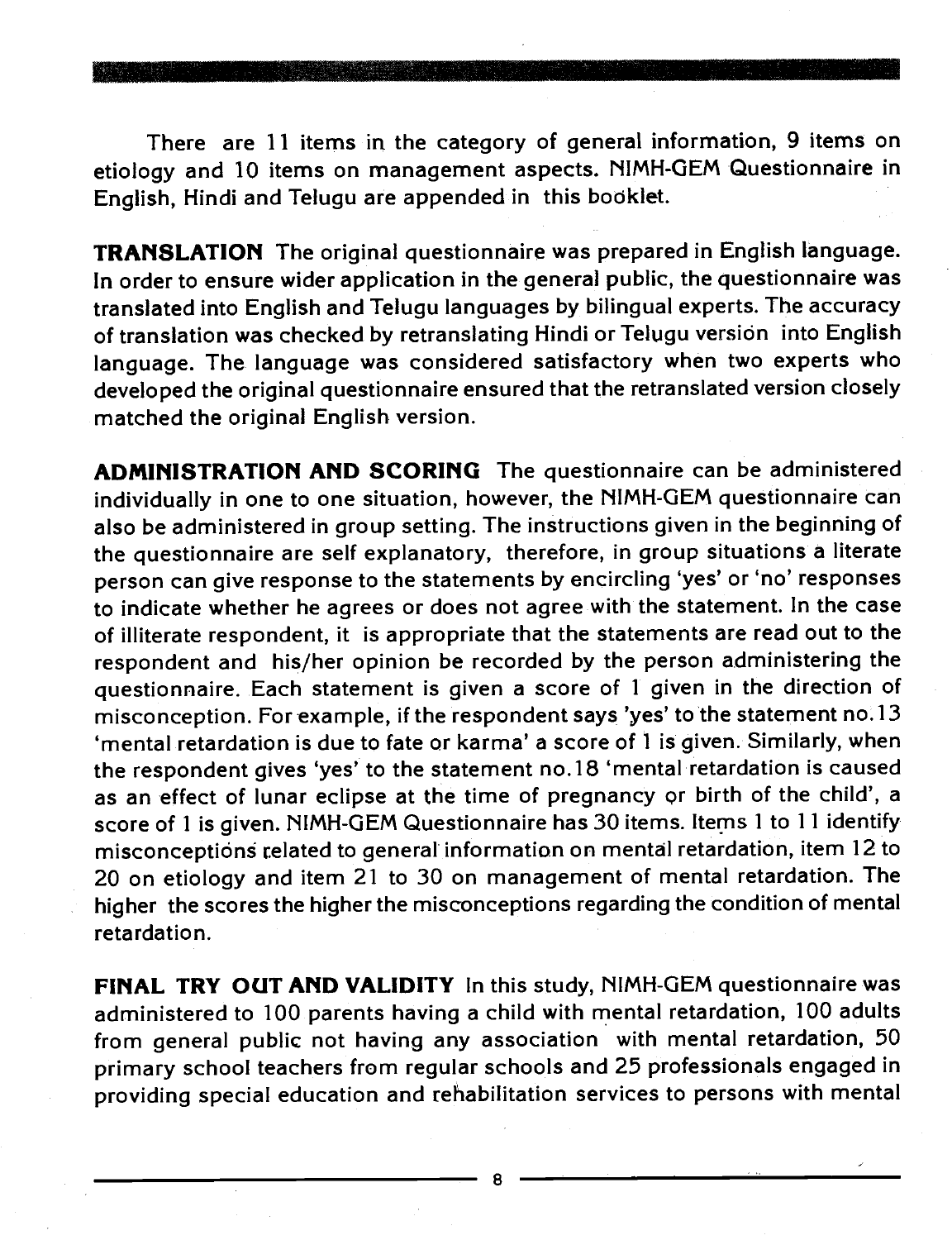There are 11 items in the category of general information, 9 items on etiology and 10 items on management aspects. NIMH-GEM Questionnaire in English, Hindi and Telugu are appended in this booklet.

**TRANSLATION** The original questionnaire was prepared in English language. In order to ensure wider application in the general public, the questionnaire was translated into English and Telugu languages by bilingual experts. The accuracy of translation was checked by retranslating Hindi or Telugu version into English language. The language was considered satisfactory when two experts who developed the original questionnaire ensured that the retranslated version closely matched the original English version.

**ADMINISTRATION AND SCORING** The questionnaire can be administered individually in one to one situation, however, the NIMH-GEM questionnaire can also be administered in group setting. The instructions given in the beginning of the questionnaire are self explanatory, therefore, in group situations a literate person can give response to the statements by encircling 'yes' or 'no' responses to indicate whether he agrees or does not agree with the statement. In the case of illiterate respondent, it is appropriate that the statements are read out to the respondent and his/her opinion be recorded by the person administering the questionnaire. Each statement is given a score of 1 given in the direction of misconception. For example, if the respondent says 'yes' to the statement no.13 'mental retardation is due to fate or karma' a score of 1 is given. Similarly, when the respondent gives 'yes' to the statement no.18 'mental retardation is caused as an effect of lunar eclipse at the time of pregnancy or birth of the child', a score of 1 is given. NIMH-GEM Questionnaire has 30 items. Items 1 to 11 identify misconceptions related to general information on mental retardation, item 12 to 20 on etiology and item 21 to 30 on management of mental retardation. The higher the scores the higher the misconceptions regarding the condition of mental retardation.

**FINAL TRY OUT AND VALIDITY** In this study, NIMH-GEM questionnaire was administered to 100 parents having a child with mental retardation, 100 adults from general public not having any association with mental retardation, 50 primary school teachers from regular schools and 25 professionals engaged in providing special education and rehabilitation services to persons with mental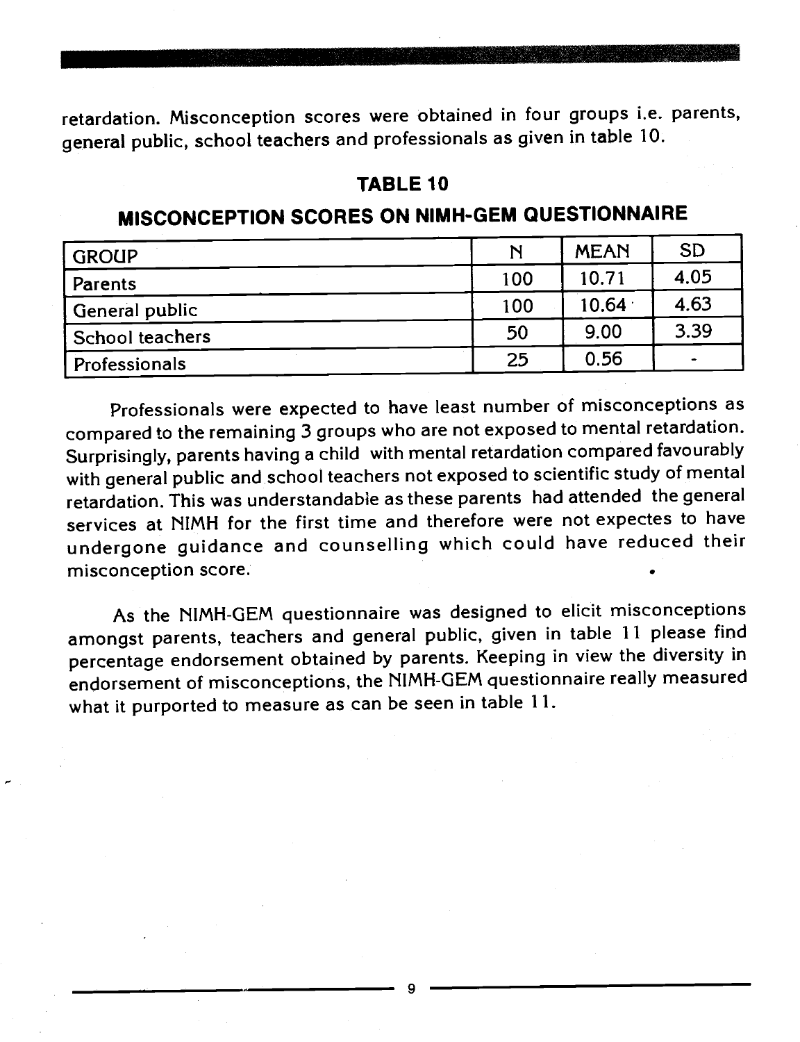retardation. Misconception scores were obtained in four groups i.e. parents, general public, school teachers and professionals as given in table 10.

## TABLE 10

## MISCONCEPTION SCORES ON NIMH-GEM QUESTIONNAIRE

| GROUP | N | MEAN | SD |
|---|---|---|---|
| Parents | 100 | 10.71 | 4.05 |
| General public | 100 | 10.64 | 4.63 |
| School teachers | 50 | 9.00 | 3.39 |
| Professionals | 25 | 0.56 | - |

Professionals were expected to have least number of misconceptions as compared to the remaining 3 groups who are not exposed to mental retardation. Surprisingly, parents having a child with mental retardation compared favourably with general public and school teachers not exposed to scientific study of mental retardation. This was understandable as these parents had attended the general services at NIMH for the first time and therefore were not expectes to have undergone guidance and counselling which could have reduced their misconception score.

As the NIMH-GEM questionnaire was designed to elicit misconceptions amongst parents, teachers and general public, given in table 11 please find percentage endorsement obtained by parents. Keeping in view the diversity in endorsement of misconceptions, the NIMH-GEM questionnaire really measured what it purported to measure as can be seen in table 11.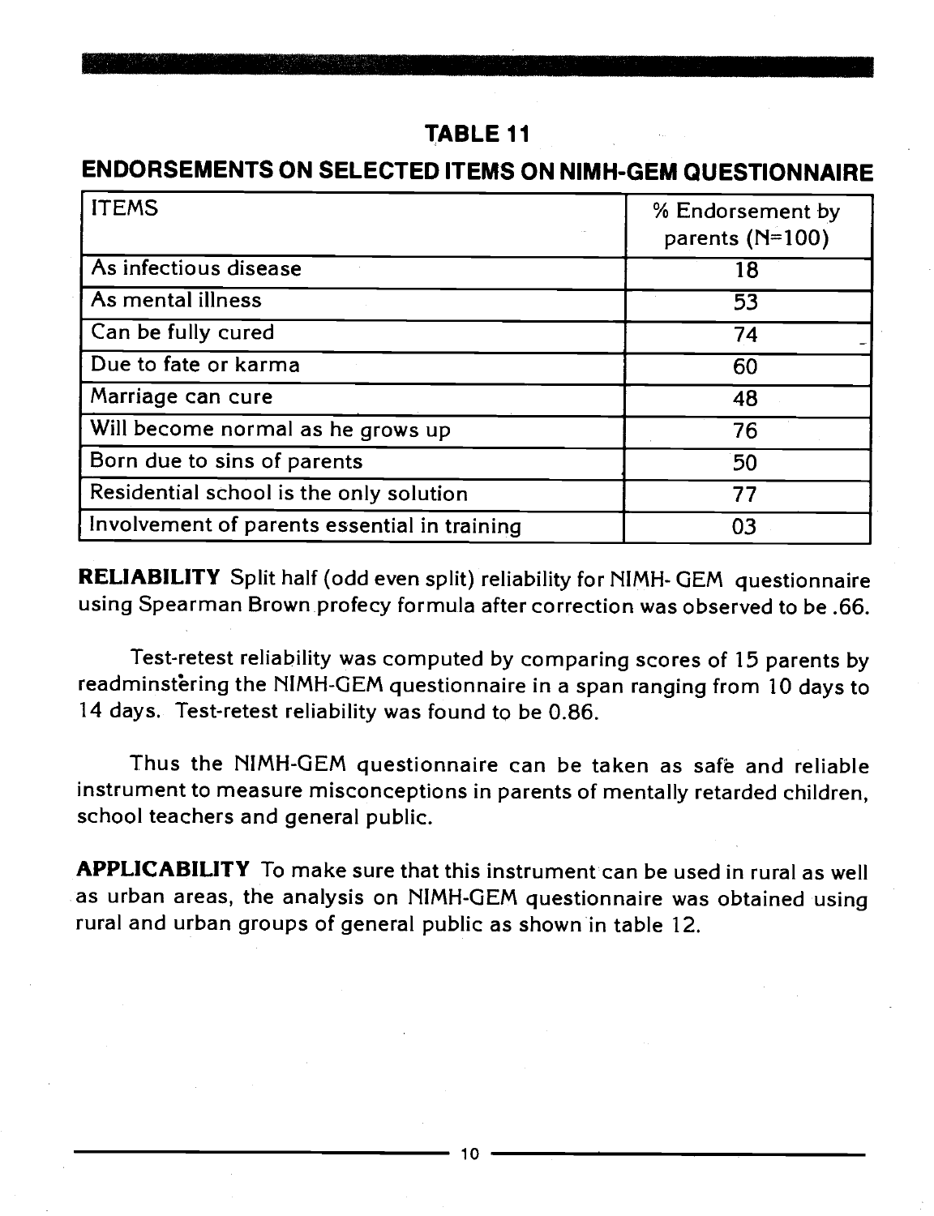## TABLE 11

## ENDORSEMENTS ON SELECTED ITEMS ON NIMH-GEM QUESTIONNAIRE

| ITEMS | % Endorsement by parents (N=100) |
|---|---|
| As infectious disease | 18 |
| As mental illness | 53 |
| Can be fully cured | 74 |
| Due to fate or karma | 60 |
| Marriage can cure | 48 |
| Will become normal as he grows up | 76 |
| Born due to sins of parents | 50 |
| Residential school is the only solution | 77 |
| Involvement of parents essential in training | 03 |

**RELIABILITY** Split half (odd even split) reliability for NIMH- GEM questionnaire using Spearman Brown profecy formula after correction was observed to be .66.

Test-retest reliability was computed by comparing scores of 15 parents by readminstering the NIMH-GEM questionnaire in a span ranging from 10 days to 14 days. Test-retest reliability was found to be 0.86.

Thus the NIMH-GEM questionnaire can be taken as safe and reliable instrument to measure misconceptions in parents of mentally retarded children, school teachers and general public.

**APPLICABILITY** To make sure that this instrument can be used in rural as well as urban areas, the analysis on NIMH-GEM questionnaire was obtained using rural and urban groups of general public as shown in table 12.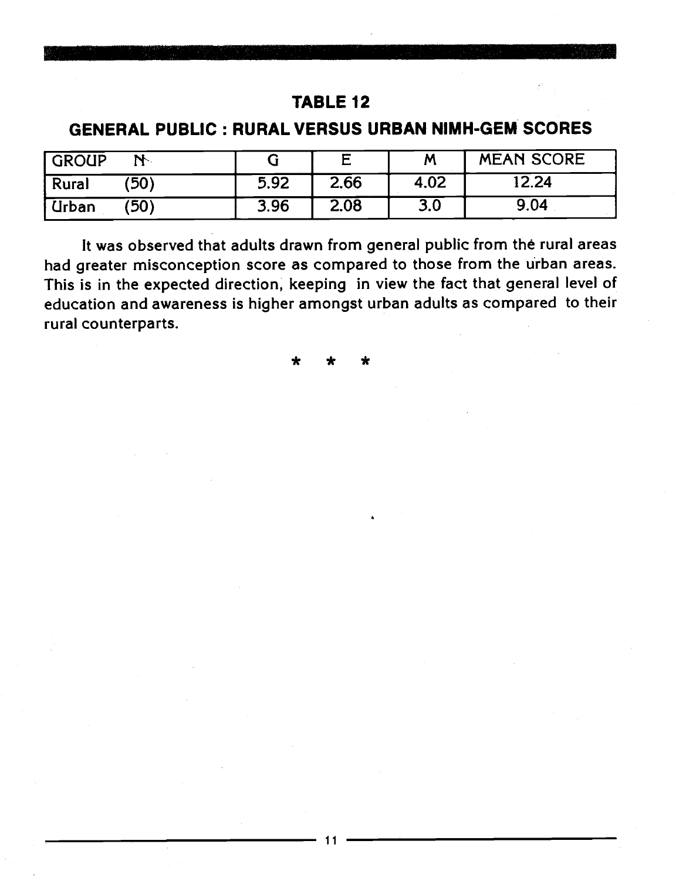## TABLE 12

### GENERAL PUBLIC : RURAL VERSUS URBAN NIMH-GEM SCORES

| GROUP N | G | E | M | MEAN SCORE |
|---|---|---|---|---|
| Rural (50) | 5.92 | 2.66 | 4.02 | 12.24 |
| Urban (50) | 3.96 | 2.08 | 3.0 | 9.04 |

It was observed that adults drawn from general public from the rural areas had greater misconception score as compared to those from the urban areas. This is in the expected direction, keeping in view the fact that general level of education and awareness is higher amongst urban adults as compared to their rural counterparts.

\* \* \*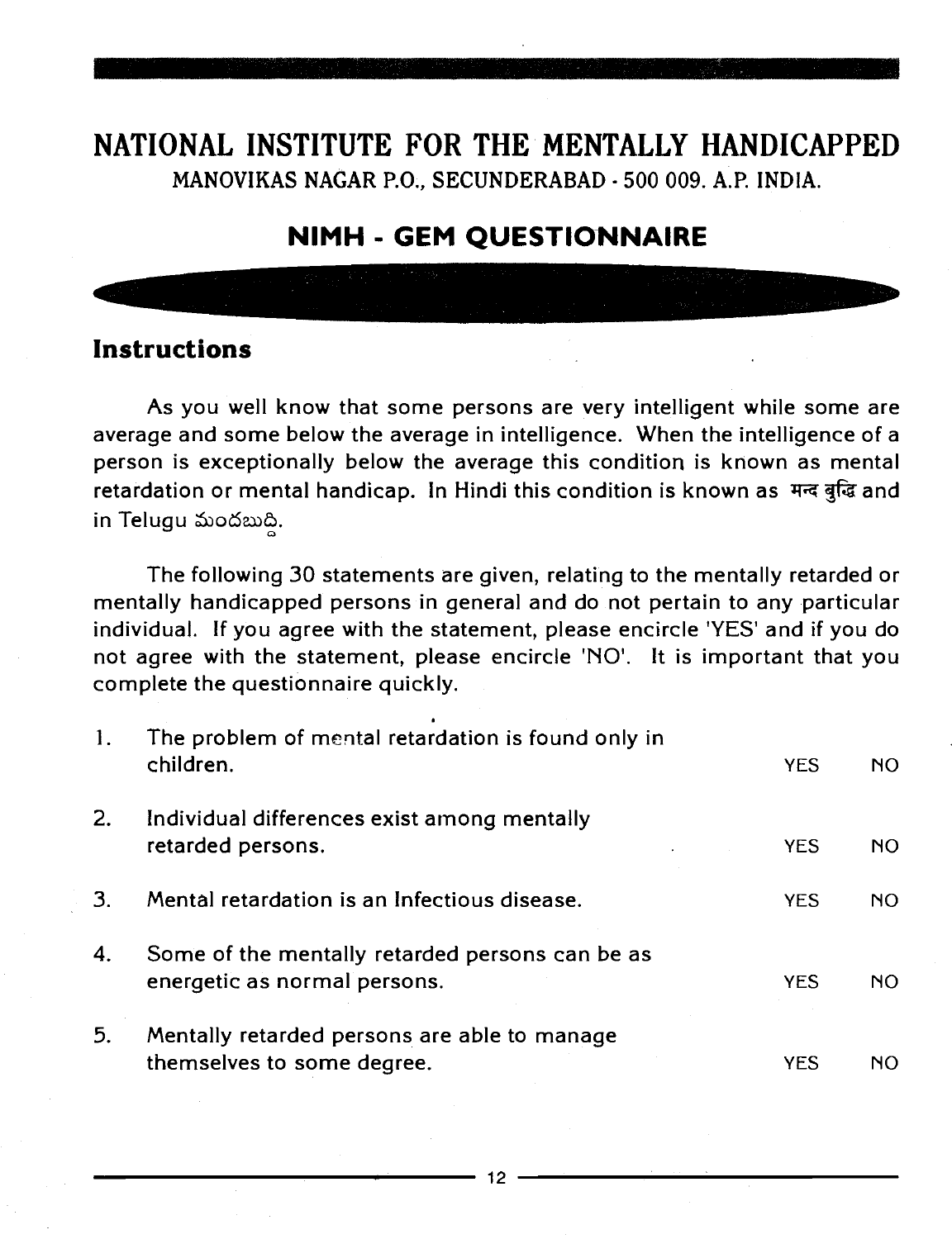# NATIONAL INSTITUTE FOR THE MENTALLY HANDICAPPED

MANOVIKAS NAGAR P.O., SECUNDERABAD - 500 009. A.P. INDIA.

## NIMH - GEM QUESTIONNAIRE

### Instructions

As you well know that some persons are very intelligent while some are average and some below the average in intelligence. When the intelligence of a person is exceptionally below the average this condition is known as mental retardation or mental handicap. In Hindi this condition is known as मन्द बुद्धि and in Telugu మందబుద్ధి.

The following 30 statements are given, relating to the mentally retarded or mentally handicapped persons in general and do not pertain to any particular individual. If you agree with the statement, please encircle 'YES' and if you do not agree with the statement, please encircle 'NO'. It is important that you complete the questionnaire quickly.

| | | | |
|---|---|---|---|
| 1. | The problem of mental retardation is found only in children. | YES | NO |
| 2. | Individual differences exist among mentally retarded persons. | YES | NO |
| 3. | Mental retardation is an Infectious disease. | YES | NO |
| 4. | Some of the mentally retarded persons can be as energetic as normal persons. | YES | NO |
| 5. | Mentally retarded persons are able to manage themselves to some degree. | YES | NO |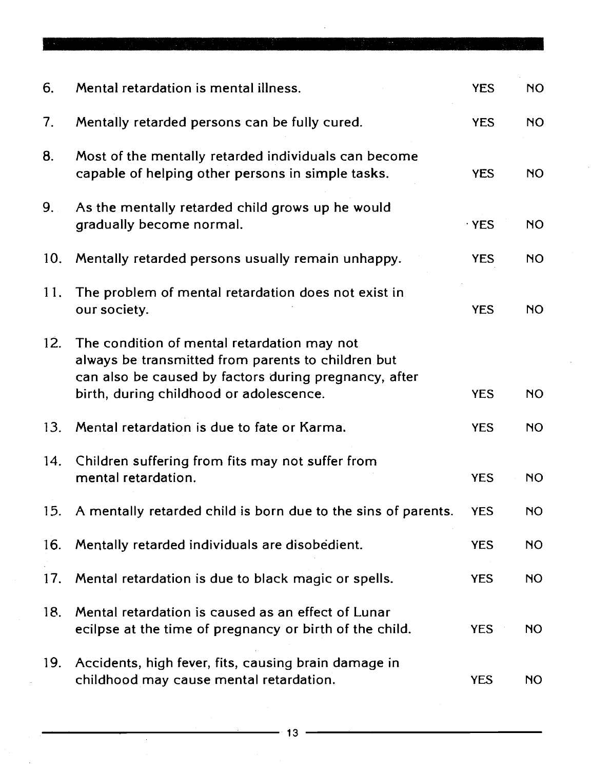| | | | |
|---|---|---|---|
| 6. | Mental retardation is mental illness. | YES | NO |
| 7. | Mentally retarded persons can be fully cured. | YES | NO |
| 8. | Most of the mentally retarded individuals can become capable of helping other persons in simple tasks. | YES | NO |
| 9. | As the mentally retarded child grows up he would gradually become normal. | YES | NO |
| 10. | Mentally retarded persons usually remain unhappy. | YES | NO |
| 11. | The problem of mental retardation does not exist in our society. | YES | NO |
| 12. | The condition of mental retardation may not always be transmitted from parents to children but can also be caused by factors during pregnancy, after birth, during childhood or adolescence. | YES | NO |
| 13. | Mental retardation is due to fate or Karma. | YES | NO |
| 14. | Children suffering from fits may not suffer from mental retardation. | YES | NO |
| 15. | A mentally retarded child is born due to the sins of parents. | YES | NO |
| 16. | Mentally retarded individuals are disobedient. | YES | NO |
| 17. | Mental retardation is due to black magic or spells. | YES | NO |
| 18. | Mental retardation is caused as an effect of Lunar ecilpse at the time of pregnancy or birth of the child. | YES | NO |
| 19. | Accidents, high fever, fits, causing brain damage in childhood may cause mental retardation. | YES | NO |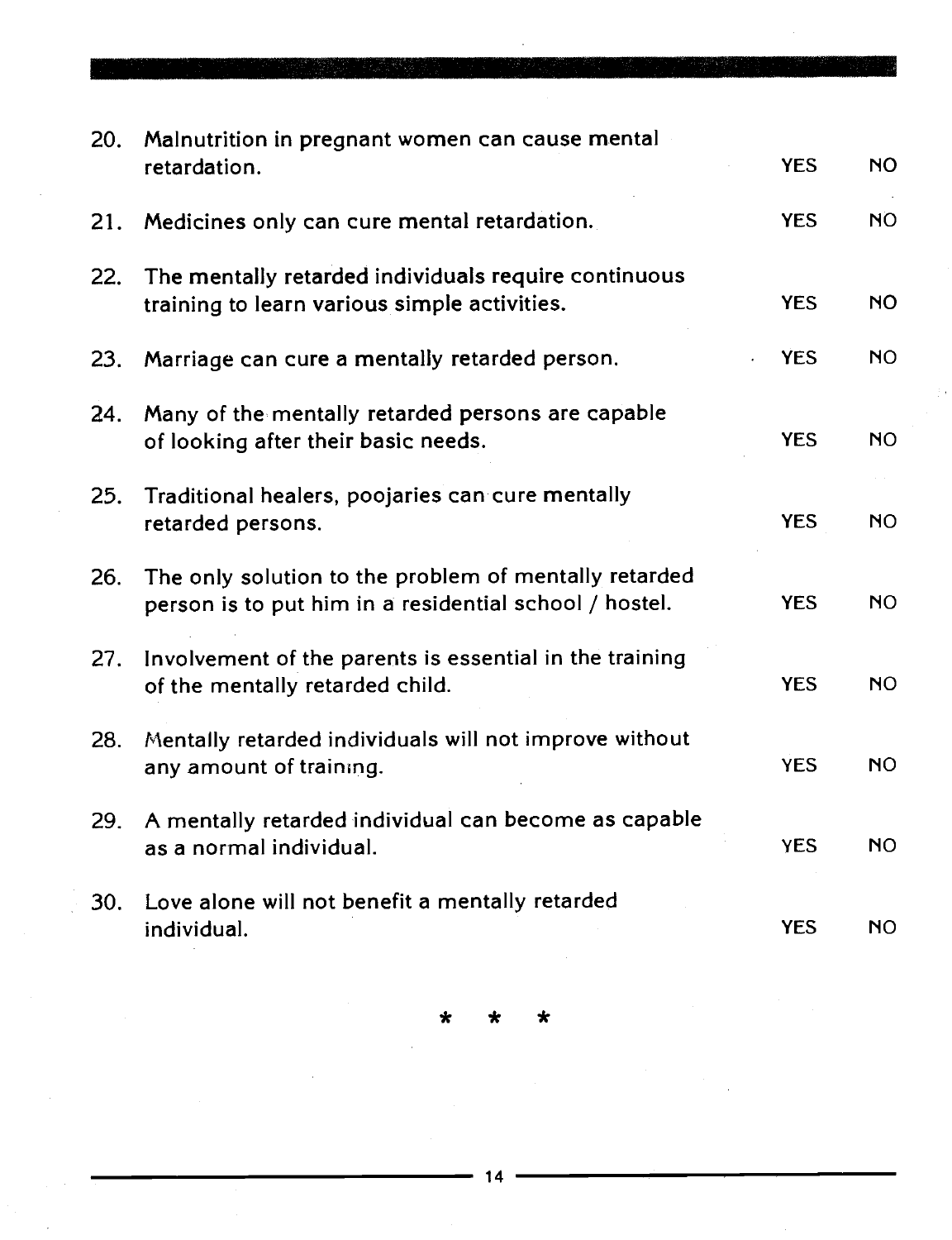| No. | Statement | | |
|---|---|---|---|
| 20. | Malnutrition in pregnant women can cause mental retardation. | YES | NO |
| 21. | Medicines only can cure mental retardation. | YES | NO |
| 22. | The mentally retarded individuals require continuous training to learn various simple activities. | YES | NO |
| 23. | Marriage can cure a mentally retarded person. | YES | NO |
| 24. | Many of the mentally retarded persons are capable of looking after their basic needs. | YES | NO |
| 25. | Traditional healers, poojaries can cure mentally retarded persons. | YES | NO |
| 26. | The only solution to the problem of mentally retarded person is to put him in a residential school / hostel. | YES | NO |
| 27. | Involvement of the parents is essential in the training of the mentally retarded child. | YES | NO |
| 28. | Mentally retarded individuals will not improve without any amount of training. | YES | NO |
| 29. | A mentally retarded individual can become as capable as a normal individual. | YES | NO |
| 30. | Love alone will not benefit a mentally retarded individual. | YES | NO |

\* \* \*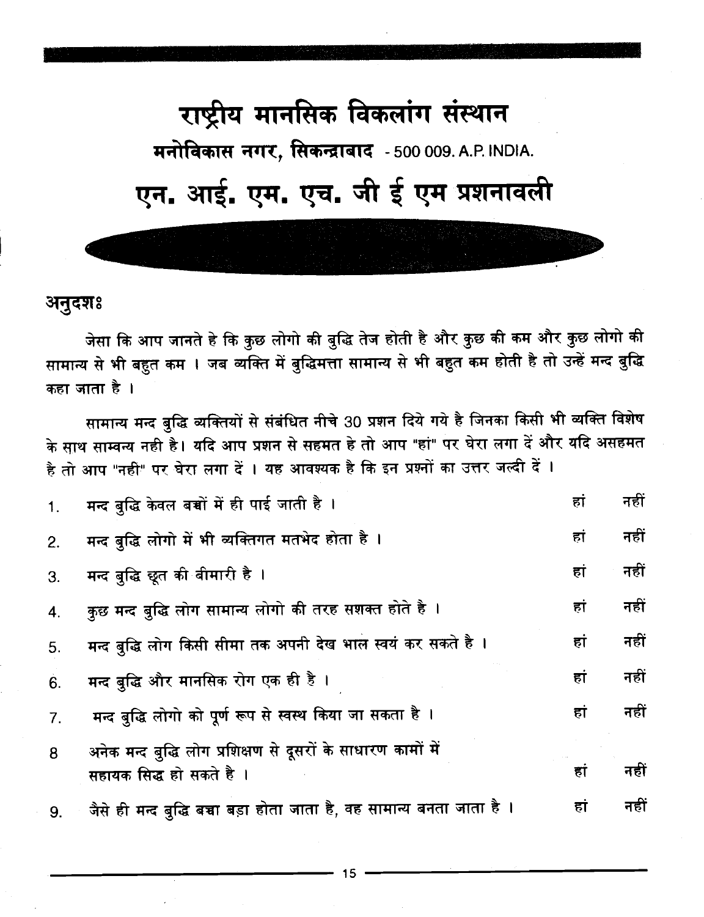# राष्ट्रीय मानसिक विकलांग संस्थान

**मनोविकास नगर, सिकन्द्राबाद** - 500 009. A.P. INDIA.

# एन. आई. एम. एच. जी ई एम प्रशनावली

## अनुदशः

जेसा कि आप जानते हे कि कुछ लोगो की बुद्धि तेज होती है और कुछ की कम और कुछ लोगो की सामान्य से भी बहुत कम । जब व्यक्ति में बुद्धिमत्ता सामान्य से भी बहुत कम होती है तो उन्हें मन्द बुद्धि कहा जाता है ।

सामान्य मन्द बुद्धि व्यक्तियों से संबंधित नीचे 30 प्रशन दिये गये है जिनका किसी भी व्यक्ति विशेष के साथ साम्वन्य नही है। यदि आप प्रशन से सहमत हे तो आप "हां" पर घेरा लगा दें और यदि असहमत है तो आप "नही" पर घेरा लगा दें । यह आवश्यक है कि इन प्रश्नों का उत्तर जल्दी दें ।

| | | | |
|---|---|---|---|
| 1. | मन्द बुद्धि केवल बच्चों में ही पाई जाती है । | हां | नहीं |
| 2. | मन्द बुद्धि लोगो में भी व्यक्तिगत मतभेद होता है । | हां | नहीं |
| 3. | मन्द बुद्धि छूत की बीमारी है । | हां | नहीं |
| 4. | कुछ मन्द बुद्धि लोग सामान्य लोगो की तरह सशक्त होते है । | हां | नहीं |
| 5. | मन्द बुद्धि लोग किसी सीमा तक अपनी देख भाल स्वयं कर सकते है । | हां | नहीं |
| 6. | मन्द बुद्धि और मानसिक रोग एक ही है । | हां | नहीं |
| 7. | मन्द बुद्धि लोगो को पूर्ण रूप से स्वस्थ किया जा सकता है । | हां | नहीं |
| 8 | अनेक मन्द बुद्धि लोग प्रशिक्षण से दूसरों के साधारण कामों में सहायक सिद्ध हो सकते है । | हां | नहीं |
| 9. | जैसे ही मन्द बुद्धि बच्चा बड़ा होता जाता है, वह सामान्य बनता जाता है । | हां | नहीं |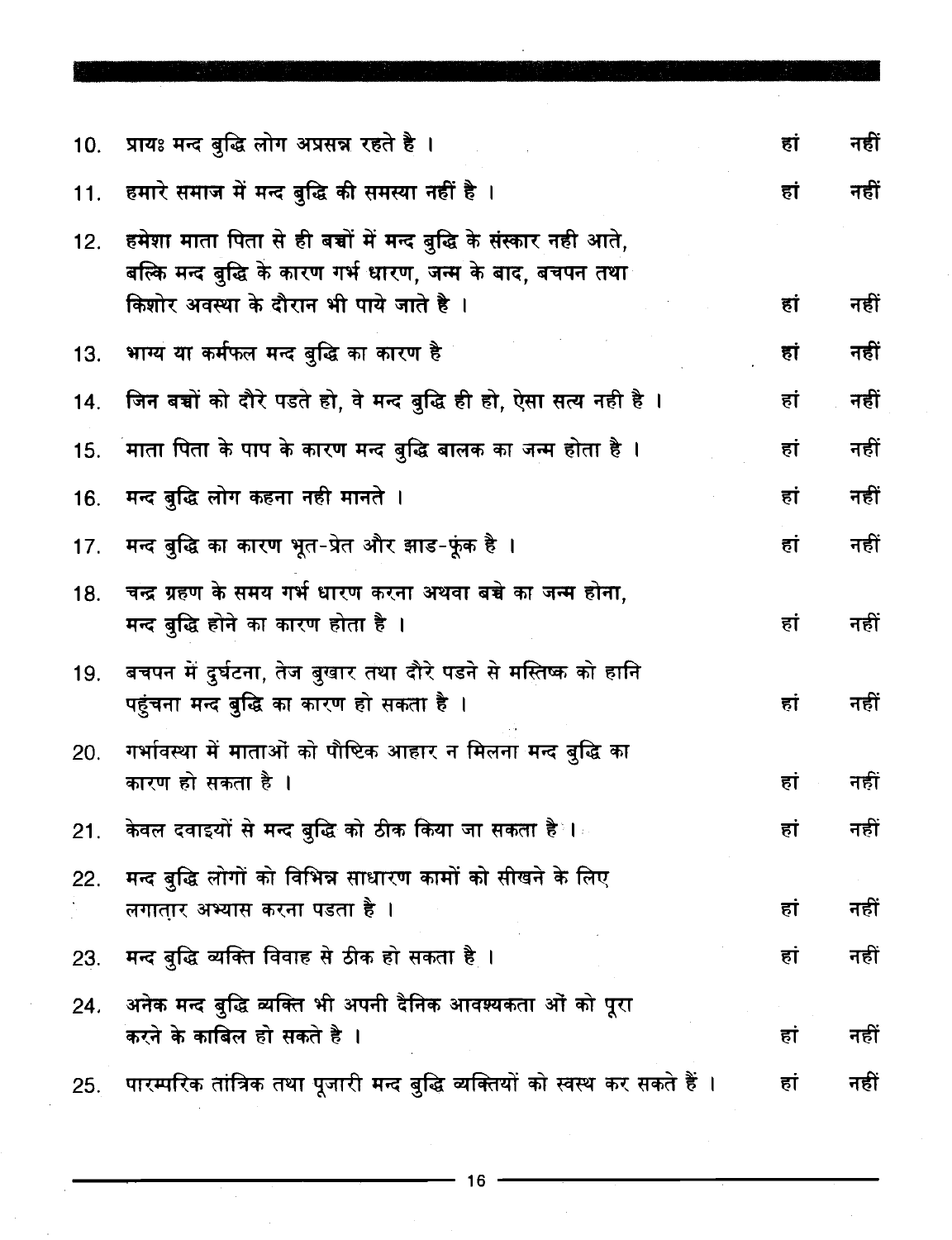10. प्रायः मन्द बुद्धि लोग अप्रसन्न रहते है । हां नहीं

11. हमारे समाज में मन्द बुद्धि की समस्या नहीं है । हां नहीं

12. हमेशा माता पिता से ही बच्चों में मन्द बुद्धि के संस्कार नही आते, बल्कि मन्द बुद्धि के कारण गर्भ धारण, जन्म के बाद, बचपन तथा किशोर अवस्था के दौरान भी पाये जाते है । हां नहीं

13. भाग्य या कर्मफल मन्द बुद्धि का कारण है हां नहीं

14. जिन बच्चों को दौरे पडते हो, वे मन्द बुद्धि ही हो, ऐसा सत्य नही है । हां नहीं

15. माता पिता के पाप के कारण मन्द बुद्धि बालक का जन्म होता है । हां नहीं

16. मन्द बुद्धि लोग कहना नही मानते । हां नहीं

17. मन्द बुद्धि का कारण भूत-प्रेत और झाड-फूंक है । हां नहीं

18. चन्द्र ग्रहण के समय गर्भ धारण करना अथवा बच्चे का जन्म होना, मन्द बुद्धि होने का कारण होता है । हां नहीं

19. बचपन में दुर्घटना, तेज बुखार तथा दौरे पडने से मस्तिष्क को हानि पहुंचना मन्द बुद्धि का कारण हो सकता है । हां नहीं

20. गर्भावस्था में माताओं को पौष्टिक आहार न मिलना मन्द बुद्धि का कारण हो सकता है । हां नहीं

21. केवल दवाइयों से मन्द बुद्धि को ठीक किया जा सकता है । हां नहीं

22. मन्द बुद्धि लोगों को विभिन्न साधारण कामों को सीखने के लिए लगातार अभ्यास करना पडता है । हां नहीं

23. मन्द बुद्धि व्यक्ति विवाह से ठीक हो सकता है । हां नहीं

24. अनेक मन्द बुद्धि व्यक्ति भी अपनी दैनिक आवश्यकता ओं को पूरा करने के काबिल हो सकते है । हां नहीं

25. पारम्परिक तांत्रिक तथा पूजारी मन्द बुद्धि व्यक्तियों को स्वस्थ कर सकते हैं । हां नहीं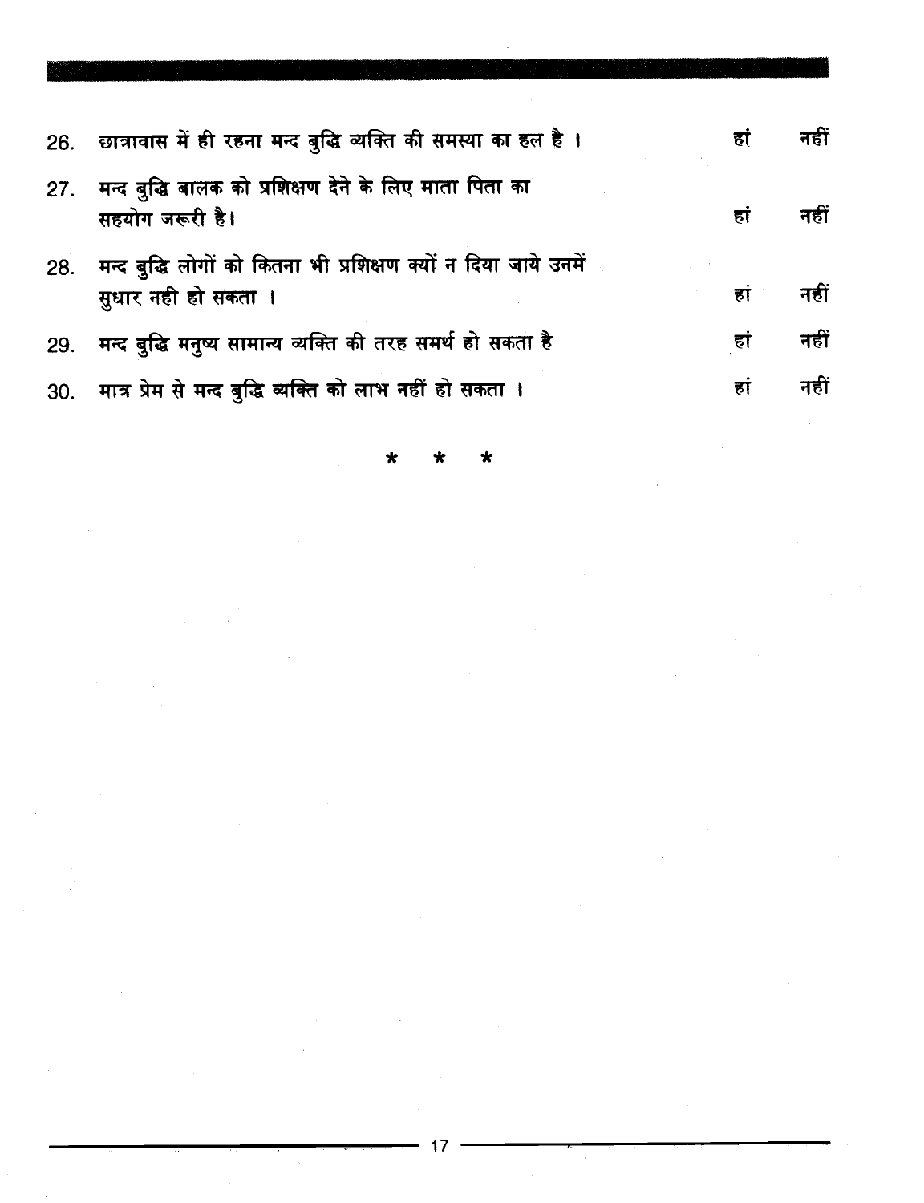26. छात्रावास में ही रहना मन्द बुद्धि व्यक्ति की समस्या का हल है । हां नहीं

27. मन्द बुद्धि बालक को प्रशिक्षण देने के लिए माता पिता का सहयोग जरूरी है। हां नहीं

28. मन्द बुद्धि लोगों को कितना भी प्रशिक्षण क्यों न दिया जाये उनमें सुधार नही हो सकता । हां नहीं

29. मन्द बुद्धि मनुष्य सामान्य व्यक्ति की तरह समर्थ हो सकता है हां नहीं

30. मात्र प्रेम से मन्द बुद्धि व्यक्ति को लाभ नहीं हो सकता । हां नहीं

\* \* \*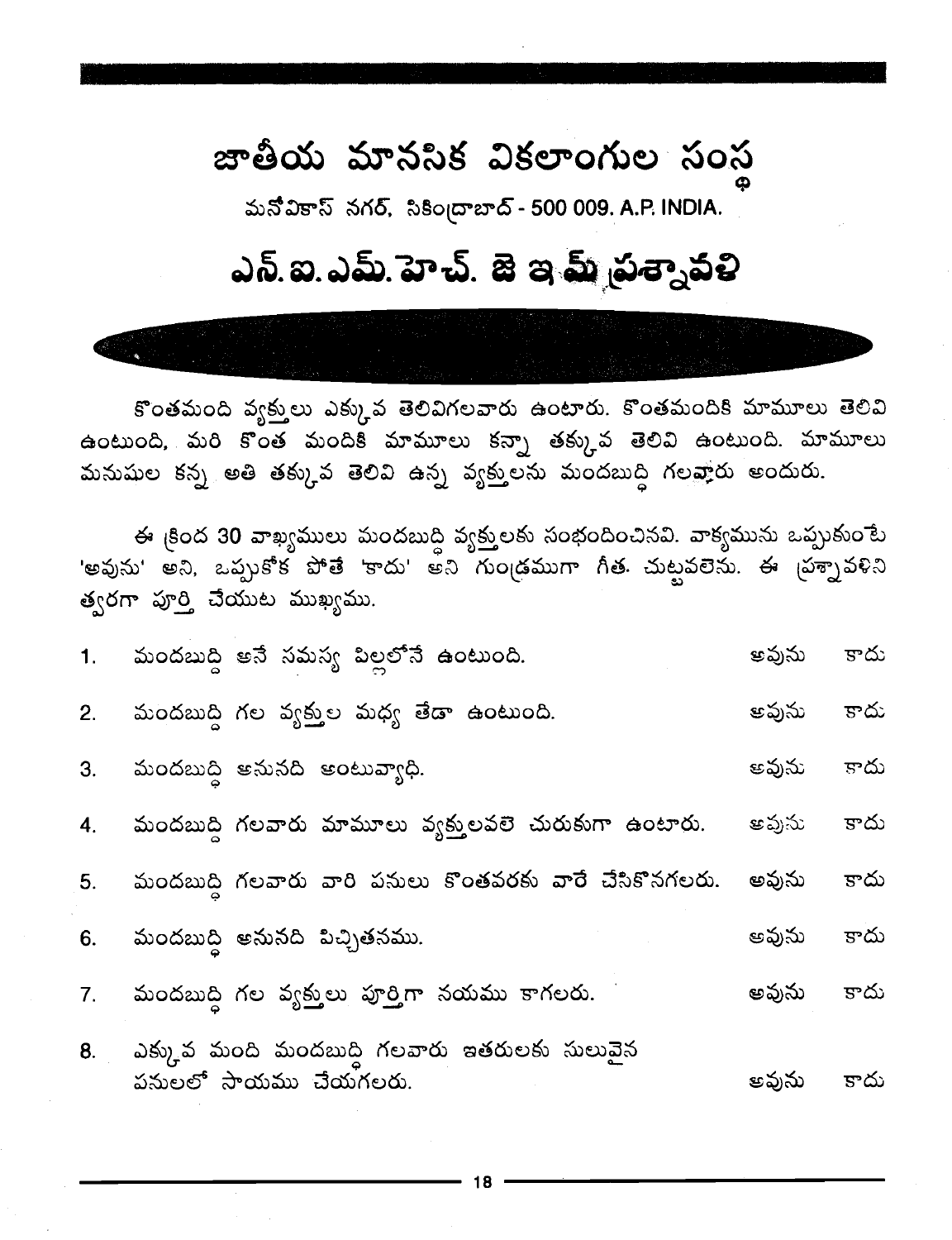# జాతీయ మానసిక వికలాంగుల సంస్థ

మనోవికాస్ నగర్, సికింద్రాబాద్ - 500 009. A.P. INDIA.

## ఎన్.ఐ.ఎమ్.హెచ్. జె ఇమ్ ప్రశ్నావళి

కొంతమంది వ్యక్తులు ఎక్కువ తెలివిగలవారు ఉంటారు. కొంతమందికి మామూలు తెలివి ఉంటుంది, మరి కొంత మందికి మామూలు కన్నా తక్కువ తెలివి ఉంటుంది. మామూలు మనుషుల కన్న అతి తక్కువ తెలివి ఉన్న వ్యక్తులను మందబుద్ధి గలవారు అందురు.

ఈ క్రింద 30 వాక్యములు మందబుద్ధి వ్యక్తులకు సంభందించినవి. వాక్యమును ఒప్పుకుంటే 'అవును' అని, ఒప్పుకోక పోతే 'కాదు' అని గుండ్రముగా గీత. చుట్టవలెను. ఈ ప్రశ్నావళిని త్వరగా పూర్తి చేయుట ముఖ్యము.

| | | | |
|---|---|---|---|
| 1. | మందబుద్ధి అనే సమస్య పిల్లలోనే ఉంటుంది. | అవును | కాదు |
| 2. | మందబుద్ధి గల వ్యక్తుల మధ్య తేడా ఉంటుంది. | అవును | కాదు |
| 3. | మందబుద్ధి అనునది అంటువ్యాధి. | అవును | కాదు |
| 4. | మందబుద్ధి గలవారు మామూలు వ్యక్తులవలె చురుకుగా ఉంటారు. | అవును | కాదు |
| 5. | మందబుద్ధి గలవారు వారి పనులు కొంతవరకు వారే చేసికొనగలరు. | అవును | కాదు |
| 6. | మందబుద్ధి అనునది పిచ్చితనము. | అవును | కాదు |
| 7. | మందబుద్ధి గల వ్యక్తులు పూర్తిగా నయము కాగలరు. | అవును | కాదు |
| 8. | ఎక్కువ మంది మందబుద్ధి గలవారు ఇతరులకు సులువైన పనులలో సాయము చేయగలరు. | అవును | కాదు |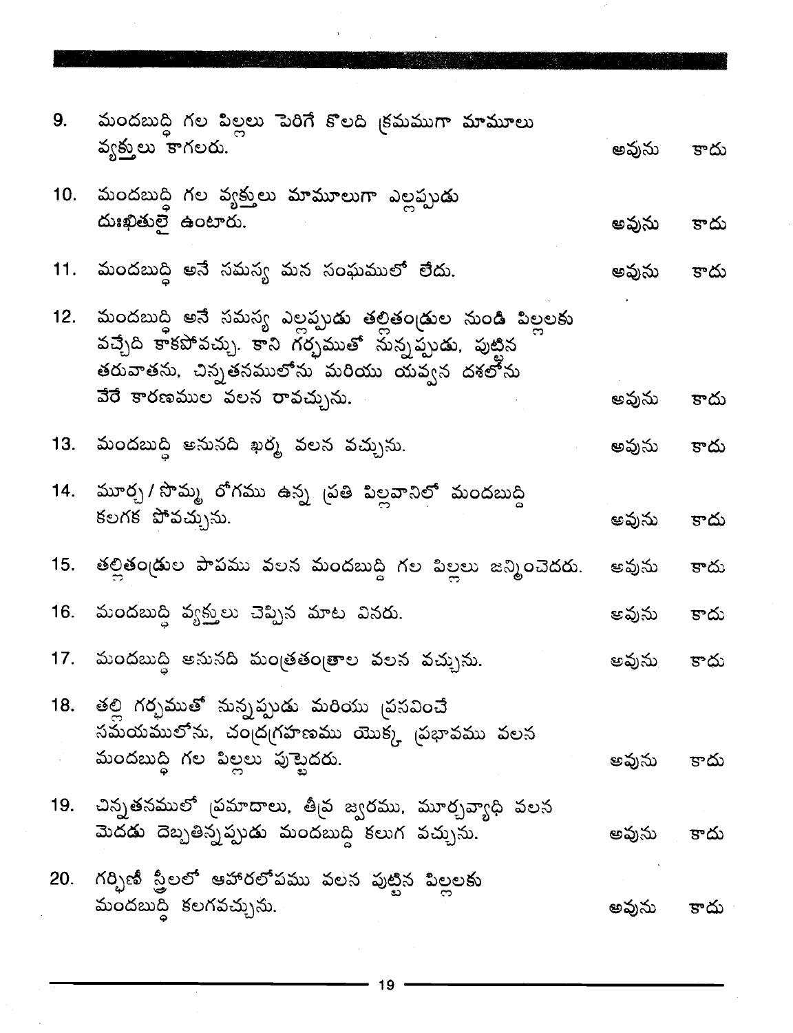9. మందబుద్ధి గల పిల్లలు పెరిగే కొలది క్రమముగా మామూలు వ్యక్తులు కాగలరు. అవును కాదు

10. మందబుద్ధి గల వ్యక్తులు మామూలుగా ఎల్లప్పుడు దుఃఖితులై ఉంటారు. అవును కాదు

11. మందబుద్ధి అనే సమస్య మన సంఘములో లేదు. అవును కాదు

12. మందబుద్ధి అనే సమస్య ఎల్లప్పుడు తల్లితండ్రుల నుండి పిల్లలకు వచ్చేది కాకపోవచ్చు. కాని గర్భముతో నున్నప్పుడు, పుట్టిన తరువాతను, చిన్నతనములోను మరియు యవ్వన దశలోను వేరే కారణముల వలన రావచ్చును. అవును కాదు

13. మందబుద్ధి అనునది ఖర్మ వలన వచ్చును. అవును కాదు

14. మూర్ఛ / సొమ్మ రోగము ఉన్న ప్రతి పిల్లవానిలో మందబుద్ధి కలగక పోవచ్చును. అవును కాదు

15. తల్లితండ్రుల పాపము వలన మందబుద్ధి గల పిల్లలు జన్మించెదరు. అవును కాదు

16. మందబుద్ధి వ్యక్తులు చెప్పిన మాట వినరు. అవును కాదు

17. మందబుద్ధి అనునది మంత్రతంత్రాల వలన వచ్చును. అవును కాదు

18. తల్లి గర్భముతో నున్నప్పుడు మరియు ప్రసవించే సమయములోను, చంద్రగ్రహణము యొక్క ప్రభావము వలన మందబుద్ధి గల పిల్లలు పుట్టెదరు. అవును కాదు

19. చిన్నతనములో ప్రమాదాలు, తీవ్ర జ్వరము, మూర్ఛవ్యాధి వలన మెదడు దెబ్బతిన్నప్పుడు మందబుద్ధి కలుగ వచ్చును. అవును కాదు

20. గర్భిణీ స్త్రీలలో ఆహారలోపము వలన పుట్టిన పిల్లలకు మందబుద్ధి కలగవచ్చును. అవును కాదు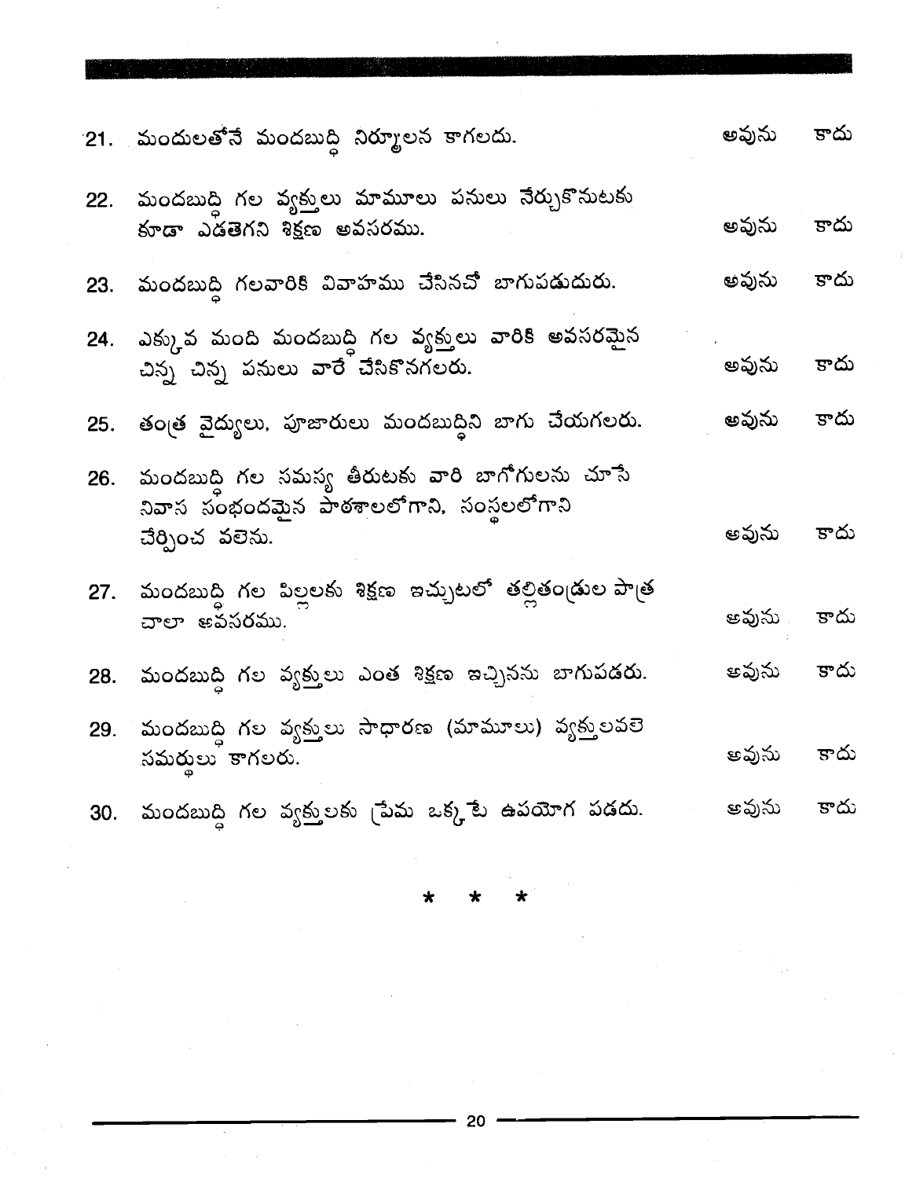21. మందులతోనే మందబుద్ధి నిర్మూలన కాగలదు. అవును కాదు

22. మందబుద్ధి గల వ్యక్తులు మామూలు పనులు నేర్చుకొనుటకు కూడా ఎడతెగని శిక్షణ అవసరము. అవును కాదు

23. మందబుద్ధి గలవారికి వివాహము చేసినచో బాగుపడుదురు. అవును కాదు

24. ఎక్కువ మంది మందబుద్ధి గల వ్యక్తులు వారికి అవసరమైన చిన్న చిన్న పనులు వారే చేసికొనగలరు. అవును కాదు

25. తంత్ర వైద్యులు, పూజారులు మందబుద్ధిని బాగు చేయగలరు. అవును కాదు

26. మందబుద్ధి గల సమస్య తీరుటకు వారి బాగోగులను చూసే నివాస సంభందమైన పాఠశాలలోగాని, సంస్థలలోగాని చేర్పించ వలెను. అవును కాదు

27. మందబుద్ధి గల పిల్లలకు శిక్షణ ఇచ్చుటలో తల్లితండ్రుల పాత్ర చాలా అవసరము. అవును కాదు

28. మందబుద్ధి గల వ్యక్తులు ఎంత శిక్షణ ఇచ్చినను బాగుపడరు. అవును కాదు

29. మందబుద్ధి గల వ్యక్తులు సాధారణ (మామూలు) వ్యక్తులవలె సమర్థులు కాగలరు. అవును కాదు

30. మందబుద్ధి గల వ్యక్తులకు ప్రేమ ఒక్కటే ఉపయోగ పడదు. అవును కాదు

* * *